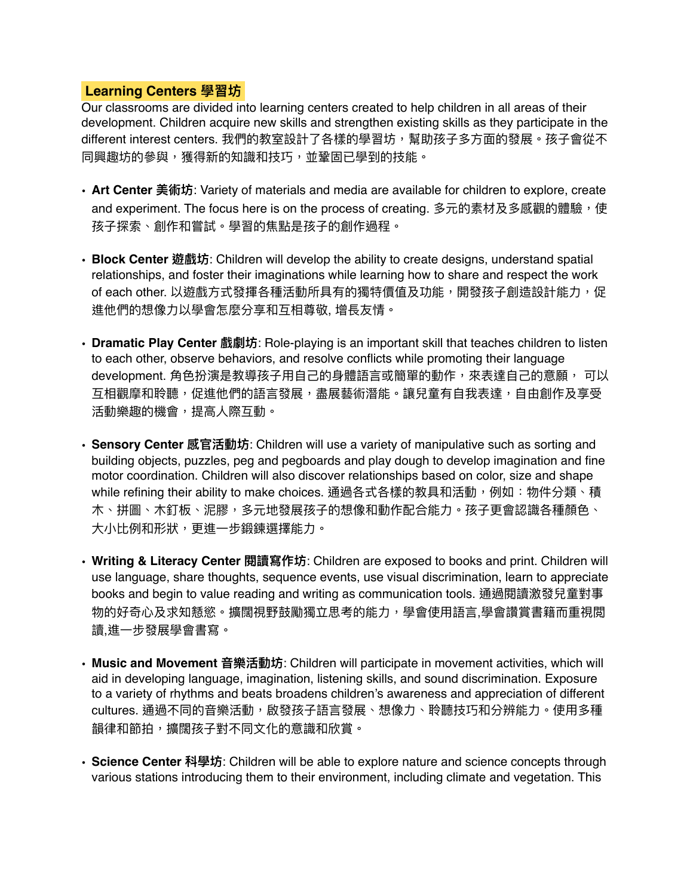## Learning Centers 學習坊

Our classrooms are divided into learning centers created to help children in all areas of their development. Children acquire new skills and strengthen existing skills as they participate in the different interest centers. 我們的教室設計了各樣的學習坊，幫助孩子多方面的發展。孩子會從不同興趣坊的參與，獲得新的知識和技巧，並鞏固已學到的技能。

- **Art Center 美術坊**: Variety of materials and media are available for children to explore, create and experiment. The focus here is on the process of creating. 多元的素材及多感觀的體驗，使孩子探索、創作和嘗試。學習的焦點是孩子的創作過程。

- **Block Center 遊戲坊**: Children will develop the ability to create designs, understand spatial relationships, and foster their imaginations while learning how to share and respect the work of each other. 以遊戲方式發揮各種活動所具有的獨特價值及功能，開發孩子創造設計能力，促進他們的想像力以學會怎麼分享和互相尊敬, 增長友情。

- **Dramatic Play Center 戲劇坊**: Role-playing is an important skill that teaches children to listen to each other, observe behaviors, and resolve conflicts while promoting their language development. 角色扮演是教導孩子用自己的身體語言或簡單的動作，來表達自己的意願， 可以互相觀摩和聆聽，促進他們的語言發展，盡展藝術潛能。讓兒童有自我表達，自由創作及享受活動樂趣的機會，提高人際互動。

- **Sensory Center 感官活動坊**: Children will use a variety of manipulative such as sorting and building objects, puzzles, peg and pegboards and play dough to develop imagination and fine motor coordination. Children will also discover relationships based on color, size and shape while refining their ability to make choices. 通過各式各樣的教具和活動，例如：物件分類、積木、拼圖、木釘板、泥膠，多元地發展孩子的想像和動作配合能力。孩子更會認識各種顏色、大小比例和形狀，更進一步鍛鍊選擇能力。

- **Writing & Literacy Center 閱讀寫作坊**: Children are exposed to books and print. Children will use language, share thoughts, sequence events, use visual discrimination, learn to appreciate books and begin to value reading and writing as communication tools. 通過閱讀激發兒童對事物的好奇心及求知慾慾。擴闊視野鼓勵獨立思考的能力，學會使用語言,學會讚賞書籍而重視閱讀,進一步發展學會書寫。

- **Music and Movement 音樂活動坊**: Children will participate in movement activities, which will aid in developing language, imagination, listening skills, and sound discrimination. Exposure to a variety of rhythms and beats broadens children's awareness and appreciation of different cultures. 通過不同的音樂活動，啟發孩子語言發展、想像力、聆聽技巧和分辨能力。使用多種韻律和節拍，擴闊孩子對不同文化的意識和欣賞。

- **Science Center 科學坊**: Children will be able to explore nature and science concepts through various stations introducing them to their environment, including climate and vegetation. This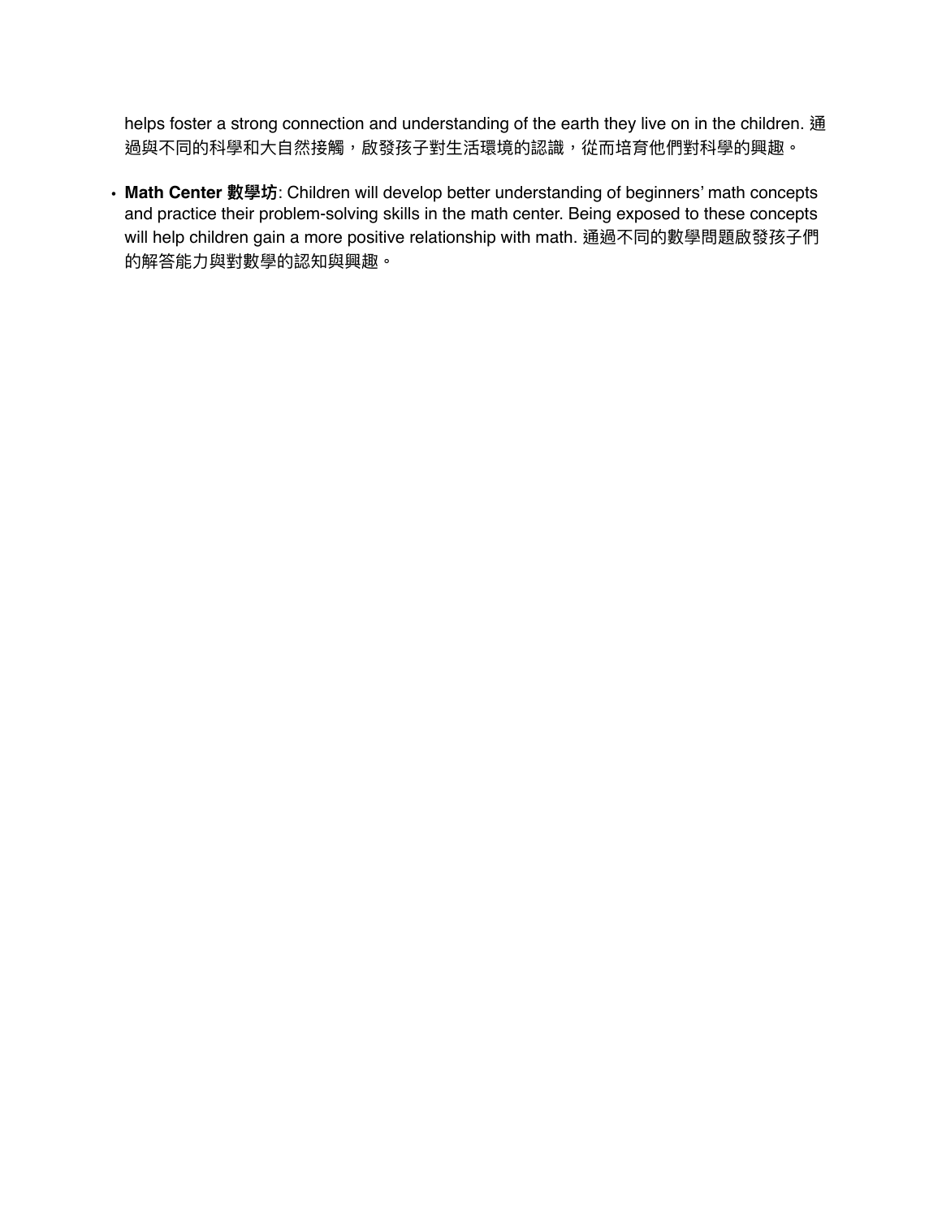helps foster a strong connection and understanding of the earth they live on in the children. 通過與不同的科學和大自然接觸，啟發孩子對生活環境的認識，從而培育他們對科學的興趣。

- **Math Center 數學坊**: Children will develop better understanding of beginners' math concepts and practice their problem-solving skills in the math center. Being exposed to these concepts will help children gain a more positive relationship with math. 通過不同的數學問題啟發孩子們的解答能力與對數學的認知與興趣。